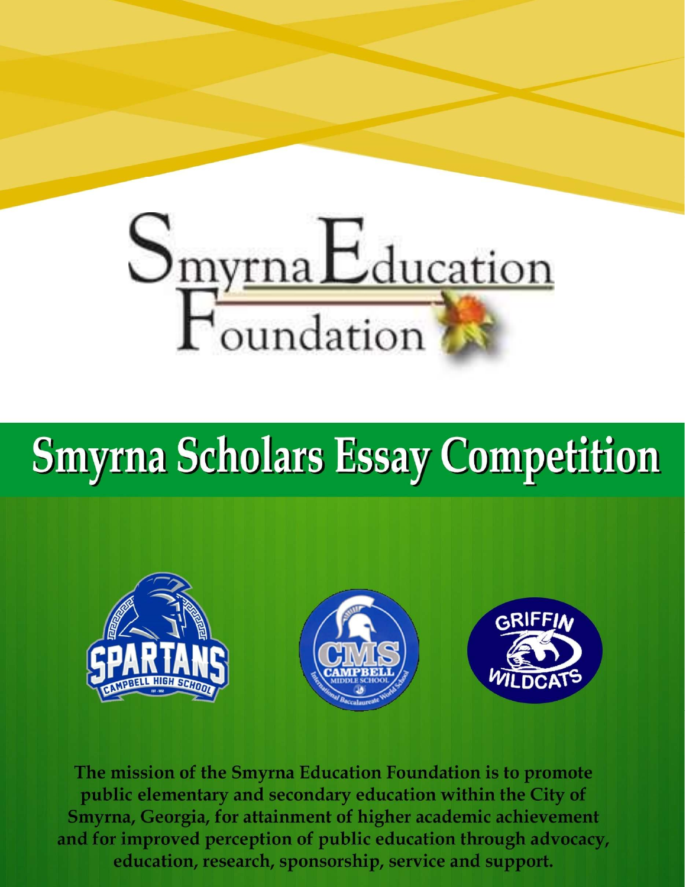# Smyrna Education Foundation

# Smyrna Scholars Essay Competition

**The mission of the Smyrna Education Foundation is to promote public elementary and secondary education within the City of Smyrna, Georgia, for attainment of higher academic achievement and for improved perception of public education through advocacy, education, research, sponsorship, service and support.**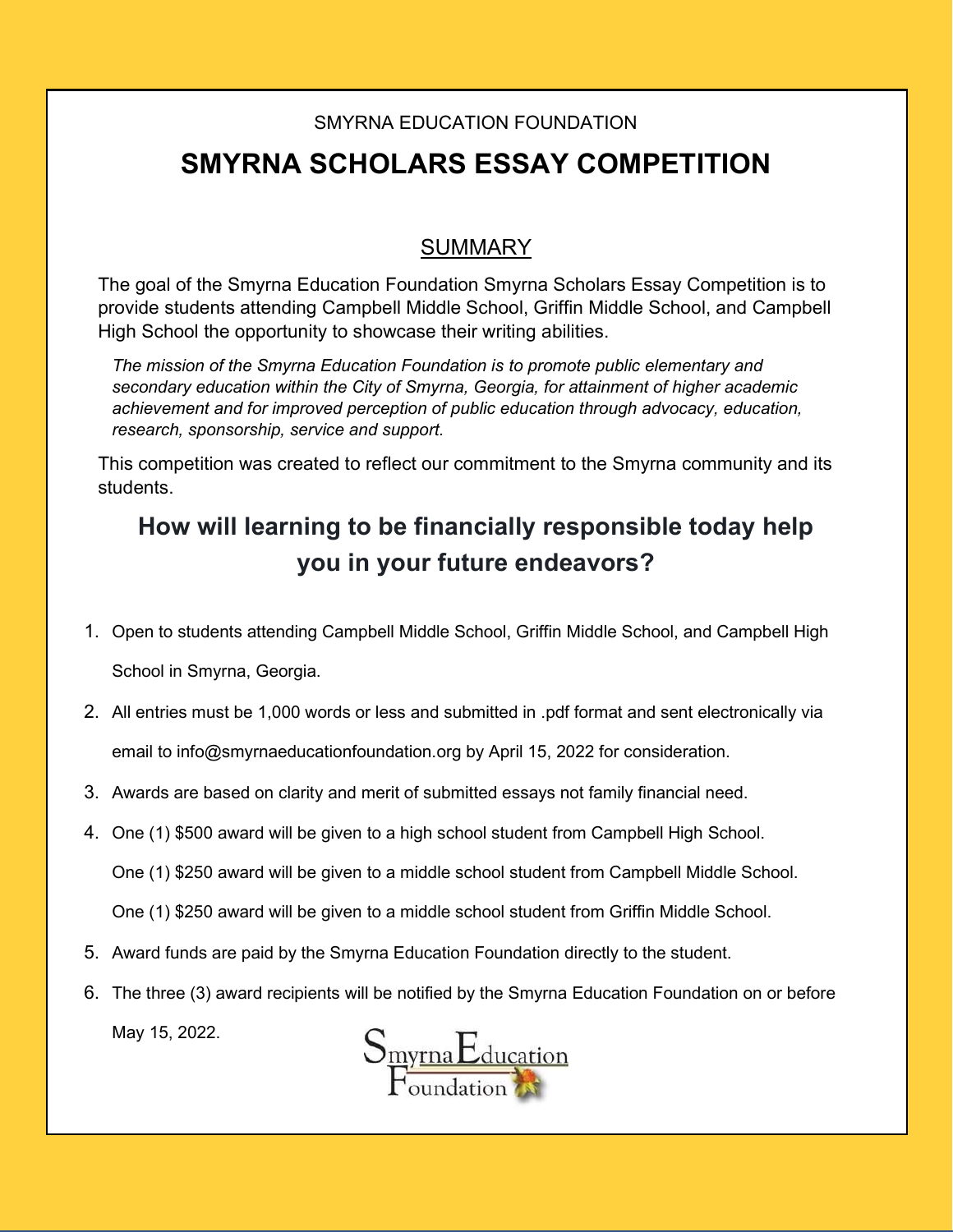SMYRNA EDUCATION FOUNDATION

# SMYRNA SCHOLARS ESSAY COMPETITION

## SUMMARY

The goal of the Smyrna Education Foundation Smyrna Scholars Essay Competition is to provide students attending Campbell Middle School, Griffin Middle School, and Campbell High School the opportunity to showcase their writing abilities.

*The mission of the Smyrna Education Foundation is to promote public elementary and secondary education within the City of Smyrna, Georgia, for attainment of higher academic achievement and for improved perception of public education through advocacy, education, research, sponsorship, service and support.*

This competition was created to reflect our commitment to the Smyrna community and its students.

## How will learning to be financially responsible today help you in your future endeavors?

1. Open to students attending Campbell Middle School, Griffin Middle School, and Campbell High School in Smyrna, Georgia.
2. All entries must be 1,000 words or less and submitted in .pdf format and sent electronically via email to info@smyrnaeducationfoundation.org by April 15, 2022 for consideration.
3. Awards are based on clarity and merit of submitted essays not family financial need.
4. One (1) $500 award will be given to a high school student from Campbell High School.

   One (1) $250 award will be given to a middle school student from Campbell Middle School.

   One (1) $250 award will be given to a middle school student from Griffin Middle School.
5. Award funds are paid by the Smyrna Education Foundation directly to the student.
6. The three (3) award recipients will be notified by the Smyrna Education Foundation on or before May 15, 2022.

Smyrna Education Foundation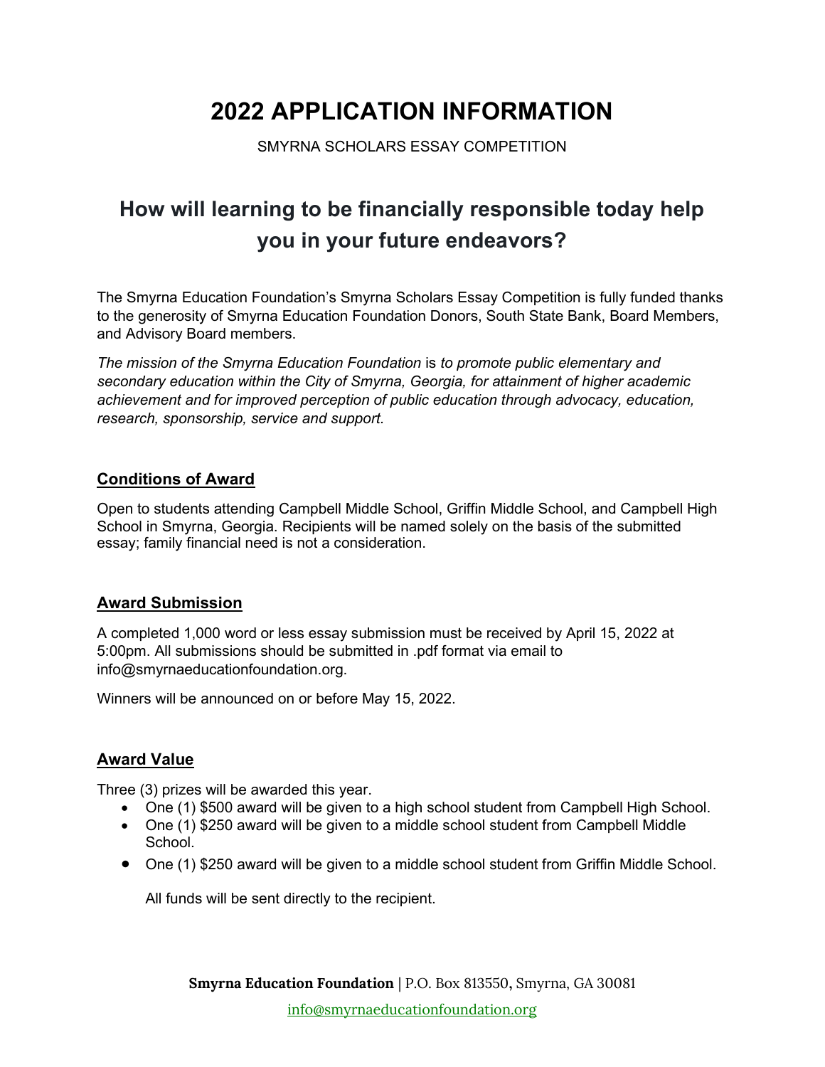# 2022 APPLICATION INFORMATION

SMYRNA SCHOLARS ESSAY COMPETITION

## How will learning to be financially responsible today help you in your future endeavors?

The Smyrna Education Foundation's Smyrna Scholars Essay Competition is fully funded thanks to the generosity of Smyrna Education Foundation Donors, South State Bank, Board Members, and Advisory Board members.

*The mission of the Smyrna Education Foundation* is *to promote public elementary and secondary education within the City of Smyrna, Georgia, for attainment of higher academic achievement and for improved perception of public education through advocacy, education, research, sponsorship, service and support.*

### Conditions of Award

Open to students attending Campbell Middle School, Griffin Middle School, and Campbell High School in Smyrna, Georgia. Recipients will be named solely on the basis of the submitted essay; family financial need is not a consideration.

### Award Submission

A completed 1,000 word or less essay submission must be received by April 15, 2022 at 5:00pm. All submissions should be submitted in .pdf format via email to info@smyrnaeducationfoundation.org.

Winners will be announced on or before May 15, 2022.

### Award Value

Three (3) prizes will be awarded this year.

- One (1) $500 award will be given to a high school student from Campbell High School.
- One (1) $250 award will be given to a middle school student from Campbell Middle School.
- One (1) $250 award will be given to a middle school student from Griffin Middle School.

  All funds will be sent directly to the recipient.

**Smyrna Education Foundation** | P.O. Box 813550, Smyrna, GA 30081

info@smyrnaeducationfoundation.org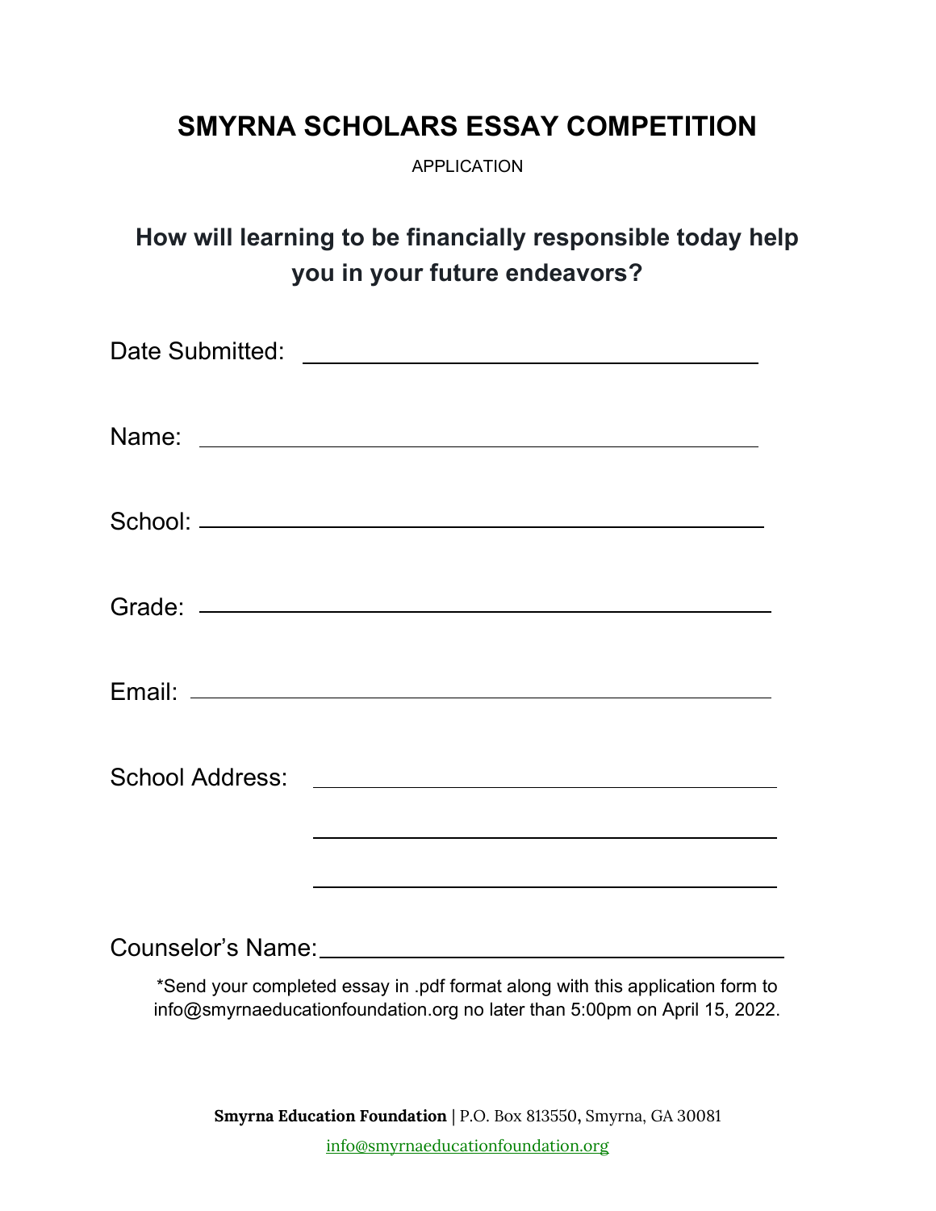# SMYRNA SCHOLARS ESSAY COMPETITION

APPLICATION

## How will learning to be financially responsible today help you in your future endeavors?

Date Submitted: ______________________________

Name: ______________________________

School: ______________________________

Grade: ______________________________

Email: ______________________________

School Address: ______________________________

______________________________

______________________________

Counselor's Name: ______________________________

*Send your completed essay in .pdf format along with this application form to info@smyrnaeducationfoundation.org no later than 5:00pm on April 15, 2022.

**Smyrna Education Foundation** | P.O. Box 813550, Smyrna, GA 30081

info@smyrnaeducationfoundation.org